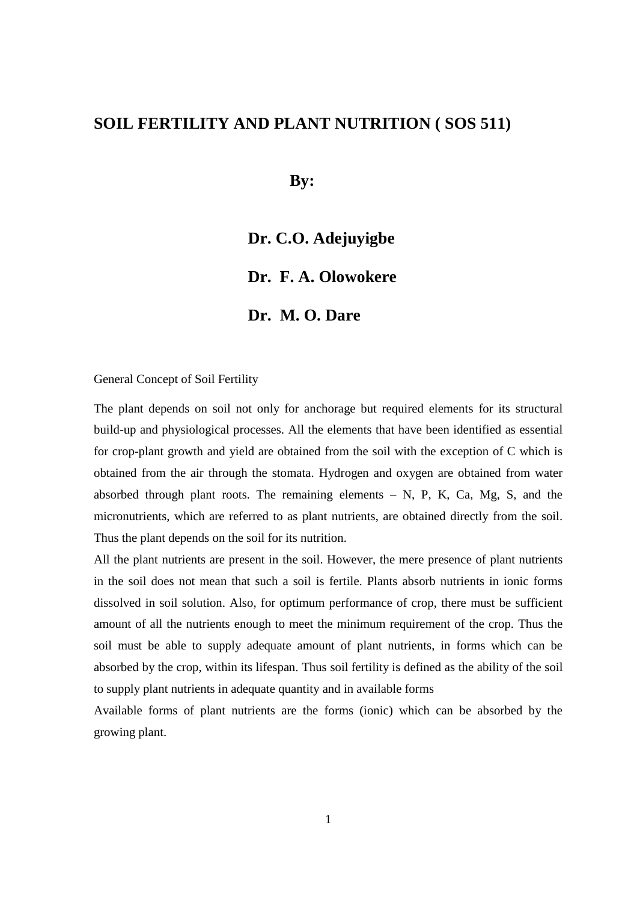# SOIL FERTILITY AND PLANT NUTRITION ( SOS 511)

**By:**

**Dr. C.O. Adejuyigbe**

**Dr. F. A. Olowokere**

**Dr. M. O. Dare**

## General Concept of Soil Fertility

The plant depends on soil not only for anchorage but required elements for its structural build-up and physiological processes. All the elements that have been identified as essential for crop-plant growth and yield are obtained from the soil with the exception of C which is obtained from the air through the stomata. Hydrogen and oxygen are obtained from water absorbed through plant roots. The remaining elements – N, P, K, Ca, Mg, S, and the micronutrients, which are referred to as plant nutrients, are obtained directly from the soil. Thus the plant depends on the soil for its nutrition.

All the plant nutrients are present in the soil. However, the mere presence of plant nutrients in the soil does not mean that such a soil is fertile. Plants absorb nutrients in ionic forms dissolved in soil solution. Also, for optimum performance of crop, there must be sufficient amount of all the nutrients enough to meet the minimum requirement of the crop. Thus the soil must be able to supply adequate amount of plant nutrients, in forms which can be absorbed by the crop, within its lifespan. Thus soil fertility is defined as the ability of the soil to supply plant nutrients in adequate quantity and in available forms

Available forms of plant nutrients are the forms (ionic) which can be absorbed by the growing plant.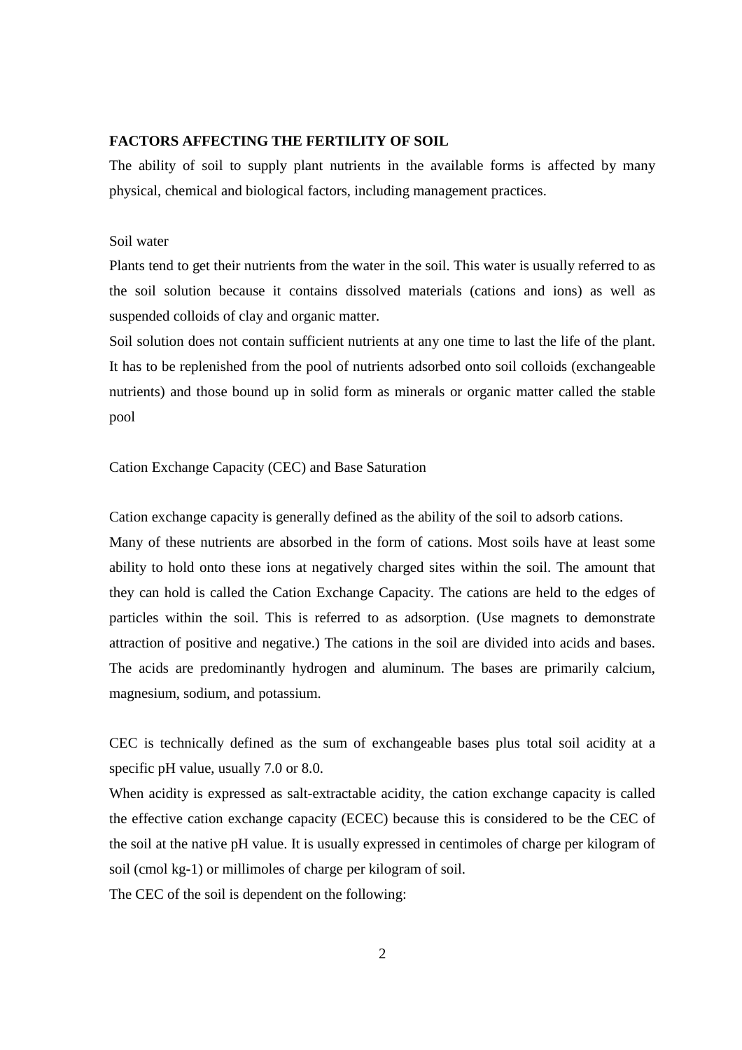## FACTORS AFFECTING THE FERTILITY OF SOIL

The ability of soil to supply plant nutrients in the available forms is affected by many physical, chemical and biological factors, including management practices.

### Soil water

Plants tend to get their nutrients from the water in the soil. This water is usually referred to as the soil solution because it contains dissolved materials (cations and ions) as well as suspended colloids of clay and organic matter.

Soil solution does not contain sufficient nutrients at any one time to last the life of the plant. It has to be replenished from the pool of nutrients adsorbed onto soil colloids (exchangeable nutrients) and those bound up in solid form as minerals or organic matter called the stable pool

### Cation Exchange Capacity (CEC) and Base Saturation

Cation exchange capacity is generally defined as the ability of the soil to adsorb cations.

Many of these nutrients are absorbed in the form of cations. Most soils have at least some ability to hold onto these ions at negatively charged sites within the soil. The amount that they can hold is called the Cation Exchange Capacity. The cations are held to the edges of particles within the soil. This is referred to as adsorption. (Use magnets to demonstrate attraction of positive and negative.) The cations in the soil are divided into acids and bases. The acids are predominantly hydrogen and aluminum. The bases are primarily calcium, magnesium, sodium, and potassium.

CEC is technically defined as the sum of exchangeable bases plus total soil acidity at a specific pH value, usually 7.0 or 8.0.

When acidity is expressed as salt-extractable acidity, the cation exchange capacity is called the effective cation exchange capacity (ECEC) because this is considered to be the CEC of the soil at the native pH value. It is usually expressed in centimoles of charge per kilogram of soil (cmol $kg^{-1}$) or millimoles of charge per kilogram of soil.

The CEC of the soil is dependent on the following: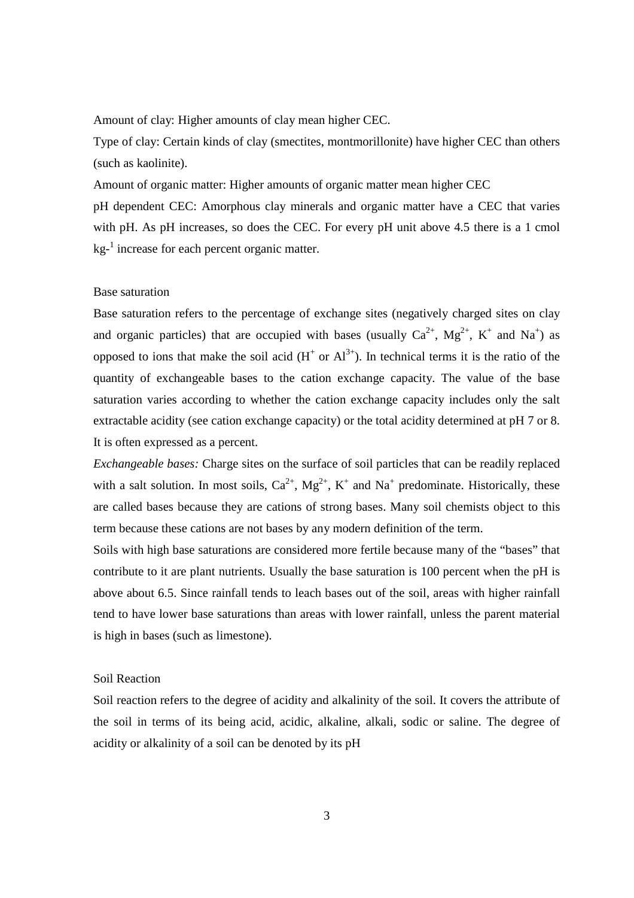Amount of clay: Higher amounts of clay mean higher CEC.

Type of clay: Certain kinds of clay (smectites, montmorillonite) have higher CEC than others (such as kaolinite).

Amount of organic matter: Higher amounts of organic matter mean higher CEC

pH dependent CEC: Amorphous clay minerals and organic matter have a CEC that varies with pH. As pH increases, so does the CEC. For every pH unit above 4.5 there is a 1 cmol $kg^{-1}$ increase for each percent organic matter.

## Base saturation

Base saturation refers to the percentage of exchange sites (negatively charged sites on clay and organic particles) that are occupied with bases (usually $Ca^{2+}$, $Mg^{2+}$, $K^+$ and $Na^+$) as opposed to ions that make the soil acid ($H^+$ or $Al^{3+}$). In technical terms it is the ratio of the quantity of exchangeable bases to the cation exchange capacity. The value of the base saturation varies according to whether the cation exchange capacity includes only the salt extractable acidity (see cation exchange capacity) or the total acidity determined at pH 7 or 8. It is often expressed as a percent.

*Exchangeable bases:* Charge sites on the surface of soil particles that can be readily replaced with a salt solution. In most soils, $Ca^{2+}$, $Mg^{2+}$, $K^+$ and $Na^+$ predominate. Historically, these are called bases because they are cations of strong bases. Many soil chemists object to this term because these cations are not bases by any modern definition of the term.

Soils with high base saturations are considered more fertile because many of the "bases" that contribute to it are plant nutrients. Usually the base saturation is 100 percent when the pH is above about 6.5. Since rainfall tends to leach bases out of the soil, areas with higher rainfall tend to have lower base saturations than areas with lower rainfall, unless the parent material is high in bases (such as limestone).

## Soil Reaction

Soil reaction refers to the degree of acidity and alkalinity of the soil. It covers the attribute of the soil in terms of its being acid, acidic, alkaline, alkali, sodic or saline. The degree of acidity or alkalinity of a soil can be denoted by its pH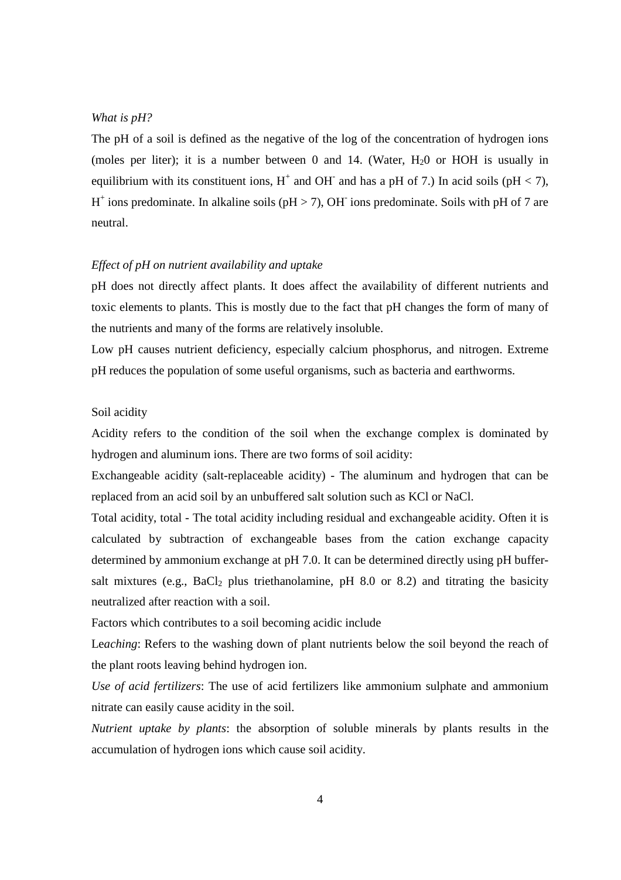*What is pH?*

The pH of a soil is defined as the negative of the log of the concentration of hydrogen ions (moles per liter); it is a number between 0 and 14. (Water, $H_20$ or HOH is usually in equilibrium with its constituent ions, $H^+$ and $OH^-$ and has a pH of 7.) In acid soils (pH < 7), $H^+$ ions predominate. In alkaline soils (pH > 7), $OH^-$ ions predominate. Soils with pH of 7 are neutral.

*Effect of pH on nutrient availability and uptake*

pH does not directly affect plants. It does affect the availability of different nutrients and toxic elements to plants. This is mostly due to the fact that pH changes the form of many of the nutrients and many of the forms are relatively insoluble.

Low pH causes nutrient deficiency, especially calcium phosphorus, and nitrogen. Extreme pH reduces the population of some useful organisms, such as bacteria and earthworms.

Soil acidity

Acidity refers to the condition of the soil when the exchange complex is dominated by hydrogen and aluminum ions. There are two forms of soil acidity:

Exchangeable acidity (salt-replaceable acidity) - The aluminum and hydrogen that can be replaced from an acid soil by an unbuffered salt solution such as KCl or NaCl.

Total acidity, total - The total acidity including residual and exchangeable acidity. Often it is calculated by subtraction of exchangeable bases from the cation exchange capacity determined by ammonium exchange at pH 7.0. It can be determined directly using pH buffer-salt mixtures (e.g., $BaCl_2$ plus triethanolamine, pH 8.0 or 8.2) and titrating the basicity neutralized after reaction with a soil.

Factors which contributes to a soil becoming acidic include

L*eaching*: Refers to the washing down of plant nutrients below the soil beyond the reach of the plant roots leaving behind hydrogen ion.

*Use of acid fertilizers*: The use of acid fertilizers like ammonium sulphate and ammonium nitrate can easily cause acidity in the soil.

*Nutrient uptake by plants*: the absorption of soluble minerals by plants results in the accumulation of hydrogen ions which cause soil acidity.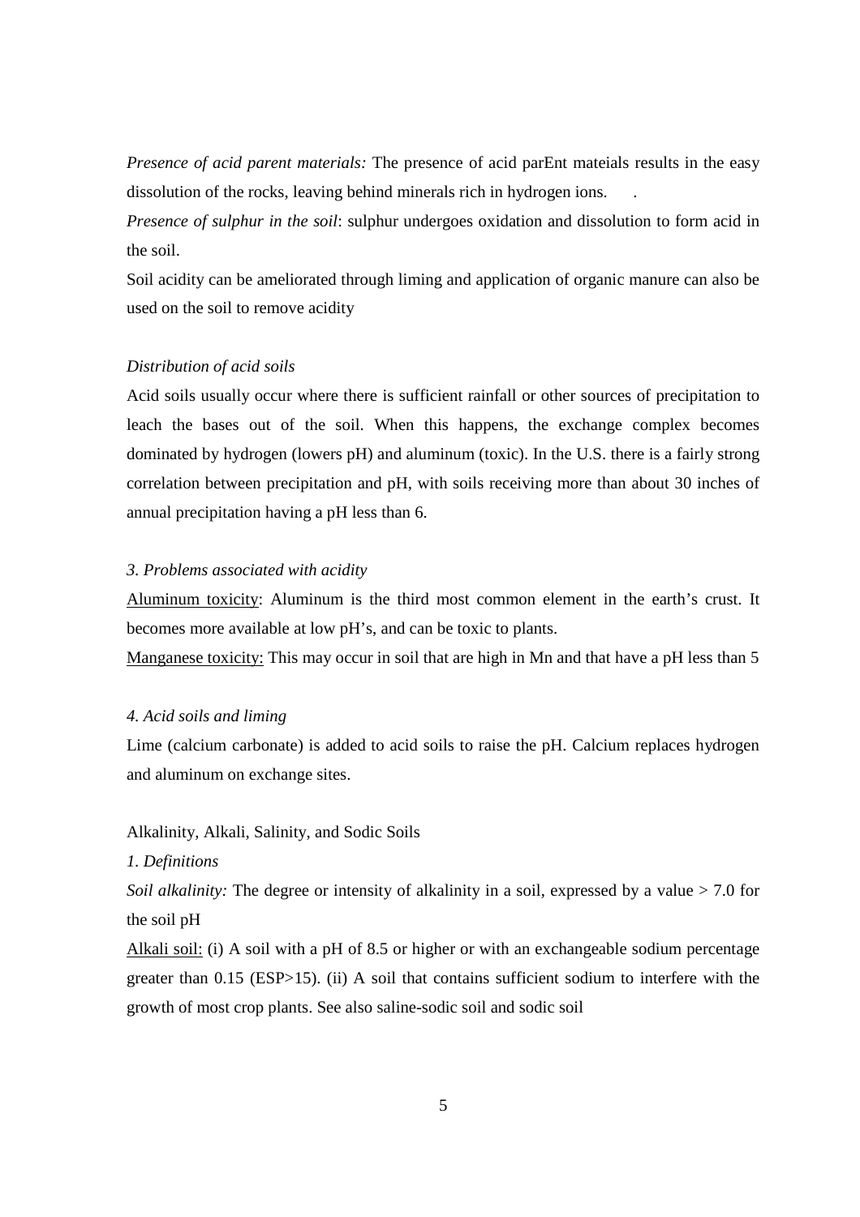*Presence of acid parent materials:* The presence of acid parEnt mateials results in the easy dissolution of the rocks, leaving behind minerals rich in hydrogen ions.    .

*Presence of sulphur in the soil*: sulphur undergoes oxidation and dissolution to form acid in the soil.

Soil acidity can be ameliorated through liming and application of organic manure can also be used on the soil to remove acidity

*Distribution of acid soils*

Acid soils usually occur where there is sufficient rainfall or other sources of precipitation to leach the bases out of the soil. When this happens, the exchange complex becomes dominated by hydrogen (lowers pH) and aluminum (toxic). In the U.S. there is a fairly strong correlation between precipitation and pH, with soils receiving more than about 30 inches of annual precipitation having a pH less than 6.

*3. Problems associated with acidity*

Aluminum toxicity: Aluminum is the third most common element in the earth's crust. It becomes more available at low pH's, and can be toxic to plants.

Manganese toxicity: This may occur in soil that are high in Mn and that have a pH less than 5

*4. Acid soils and liming*

Lime (calcium carbonate) is added to acid soils to raise the pH. Calcium replaces hydrogen and aluminum on exchange sites.

Alkalinity, Alkali, Salinity, and Sodic Soils

*1. Definitions*

*Soil alkalinity:* The degree or intensity of alkalinity in a soil, expressed by a value > 7.0 for the soil pH

Alkali soil: (i) A soil with a pH of 8.5 or higher or with an exchangeable sodium percentage greater than 0.15 (ESP>15). (ii) A soil that contains sufficient sodium to interfere with the growth of most crop plants. See also saline-sodic soil and sodic soil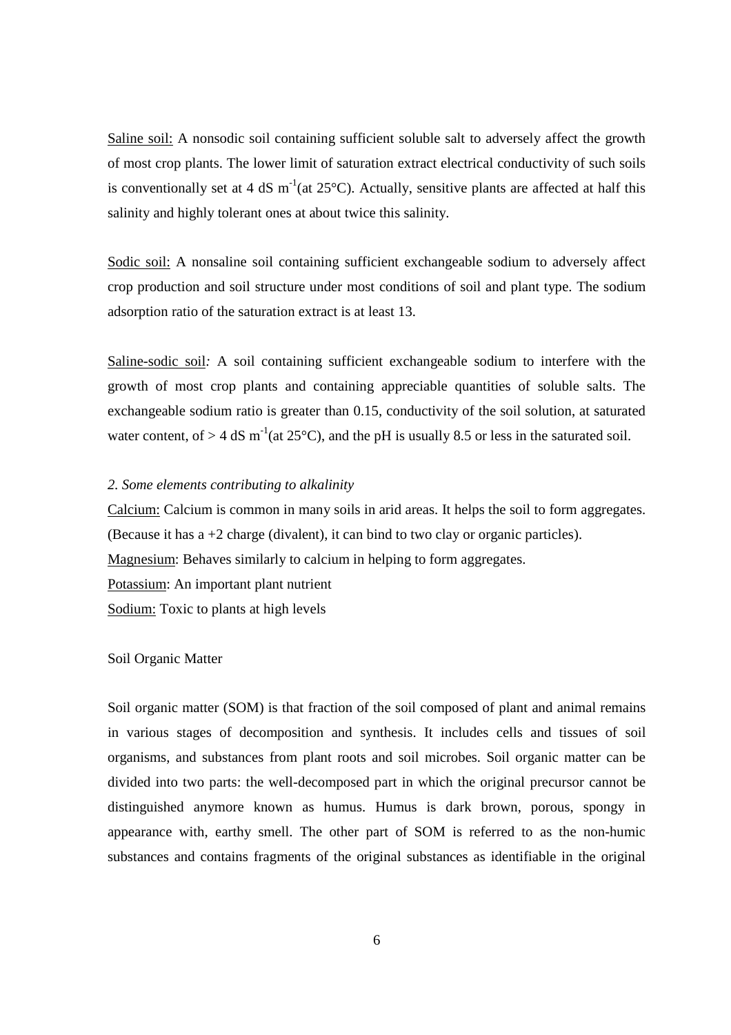Saline soil: A nonsodic soil containing sufficient soluble salt to adversely affect the growth of most crop plants. The lower limit of saturation extract electrical conductivity of such soils is conventionally set at 4 dS $m^{-1}$(at 25°C). Actually, sensitive plants are affected at half this salinity and highly tolerant ones at about twice this salinity.

Sodic soil: A nonsaline soil containing sufficient exchangeable sodium to adversely affect crop production and soil structure under most conditions of soil and plant type. The sodium adsorption ratio of the saturation extract is at least 13.

Saline-sodic soil*:* A soil containing sufficient exchangeable sodium to interfere with the growth of most crop plants and containing appreciable quantities of soluble salts. The exchangeable sodium ratio is greater than 0.15, conductivity of the soil solution, at saturated water content, of > 4 dS $m^{-1}$(at 25°C), and the pH is usually 8.5 or less in the saturated soil.

*2. Some elements contributing to alkalinity*

Calcium: Calcium is common in many soils in arid areas. It helps the soil to form aggregates. (Because it has a +2 charge (divalent), it can bind to two clay or organic particles).
Magnesium: Behaves similarly to calcium in helping to form aggregates.
Potassium: An important plant nutrient
Sodium: Toxic to plants at high levels

Soil Organic Matter

Soil organic matter (SOM) is that fraction of the soil composed of plant and animal remains in various stages of decomposition and synthesis. It includes cells and tissues of soil organisms, and substances from plant roots and soil microbes. Soil organic matter can be divided into two parts: the well-decomposed part in which the original precursor cannot be distinguished anymore known as humus. Humus is dark brown, porous, spongy in appearance with, earthy smell. The other part of SOM is referred to as the non-humic substances and contains fragments of the original substances as identifiable in the original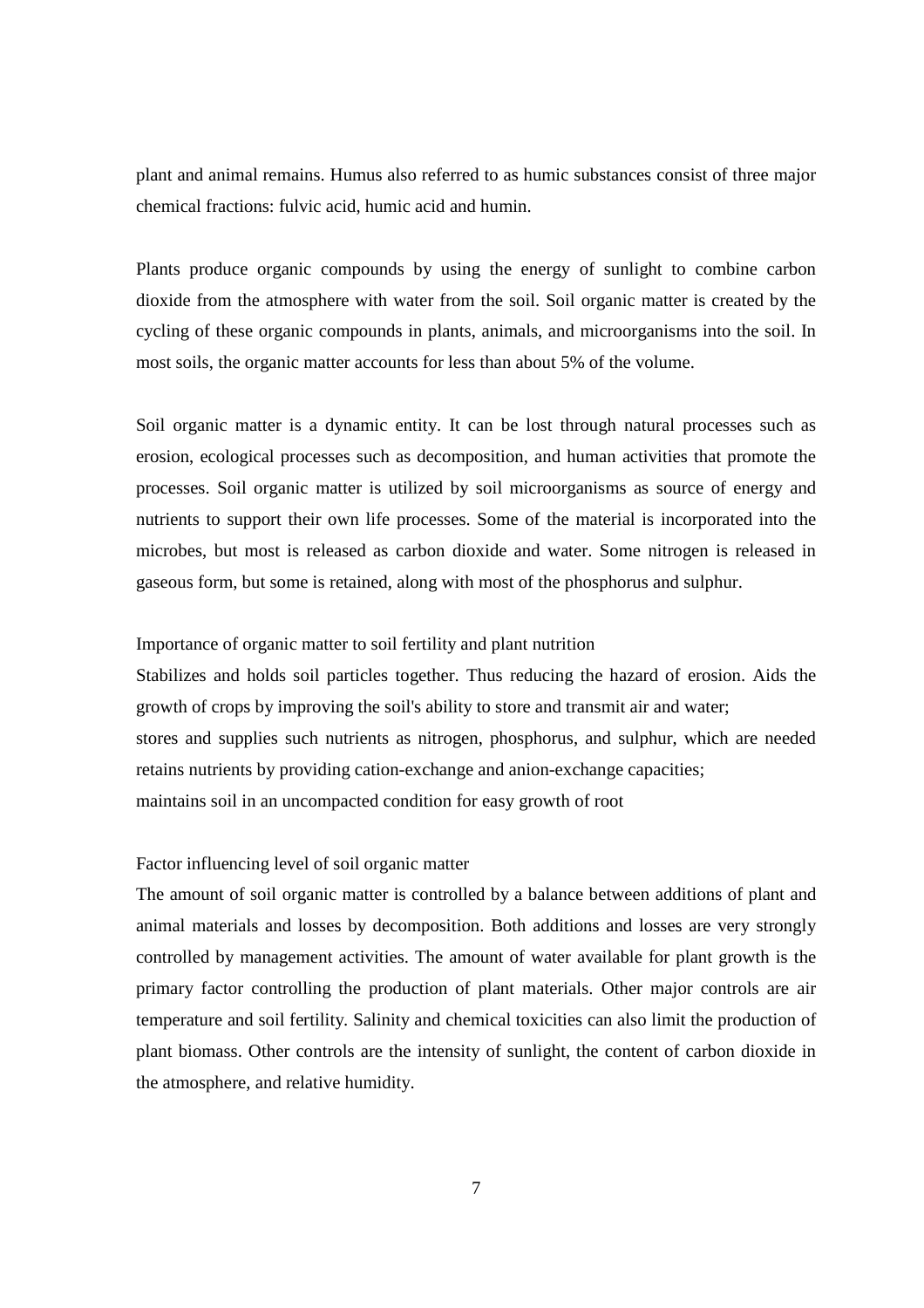plant and animal remains. Humus also referred to as humic substances consist of three major chemical fractions: fulvic acid, humic acid and humin.

Plants produce organic compounds by using the energy of sunlight to combine carbon dioxide from the atmosphere with water from the soil. Soil organic matter is created by the cycling of these organic compounds in plants, animals, and microorganisms into the soil. In most soils, the organic matter accounts for less than about 5% of the volume.

Soil organic matter is a dynamic entity. It can be lost through natural processes such as erosion, ecological processes such as decomposition, and human activities that promote the processes. Soil organic matter is utilized by soil microorganisms as source of energy and nutrients to support their own life processes. Some of the material is incorporated into the microbes, but most is released as carbon dioxide and water. Some nitrogen is released in gaseous form, but some is retained, along with most of the phosphorus and sulphur.

Importance of organic matter to soil fertility and plant nutrition

Stabilizes and holds soil particles together. Thus reducing the hazard of erosion. Aids the growth of crops by improving the soil's ability to store and transmit air and water;
stores and supplies such nutrients as nitrogen, phosphorus, and sulphur, which are needed
retains nutrients by providing cation-exchange and anion-exchange capacities;
maintains soil in an uncompacted condition for easy growth of root

Factor influencing level of soil organic matter

The amount of soil organic matter is controlled by a balance between additions of plant and animal materials and losses by decomposition. Both additions and losses are very strongly controlled by management activities. The amount of water available for plant growth is the primary factor controlling the production of plant materials. Other major controls are air temperature and soil fertility. Salinity and chemical toxicities can also limit the production of plant biomass. Other controls are the intensity of sunlight, the content of carbon dioxide in the atmosphere, and relative humidity.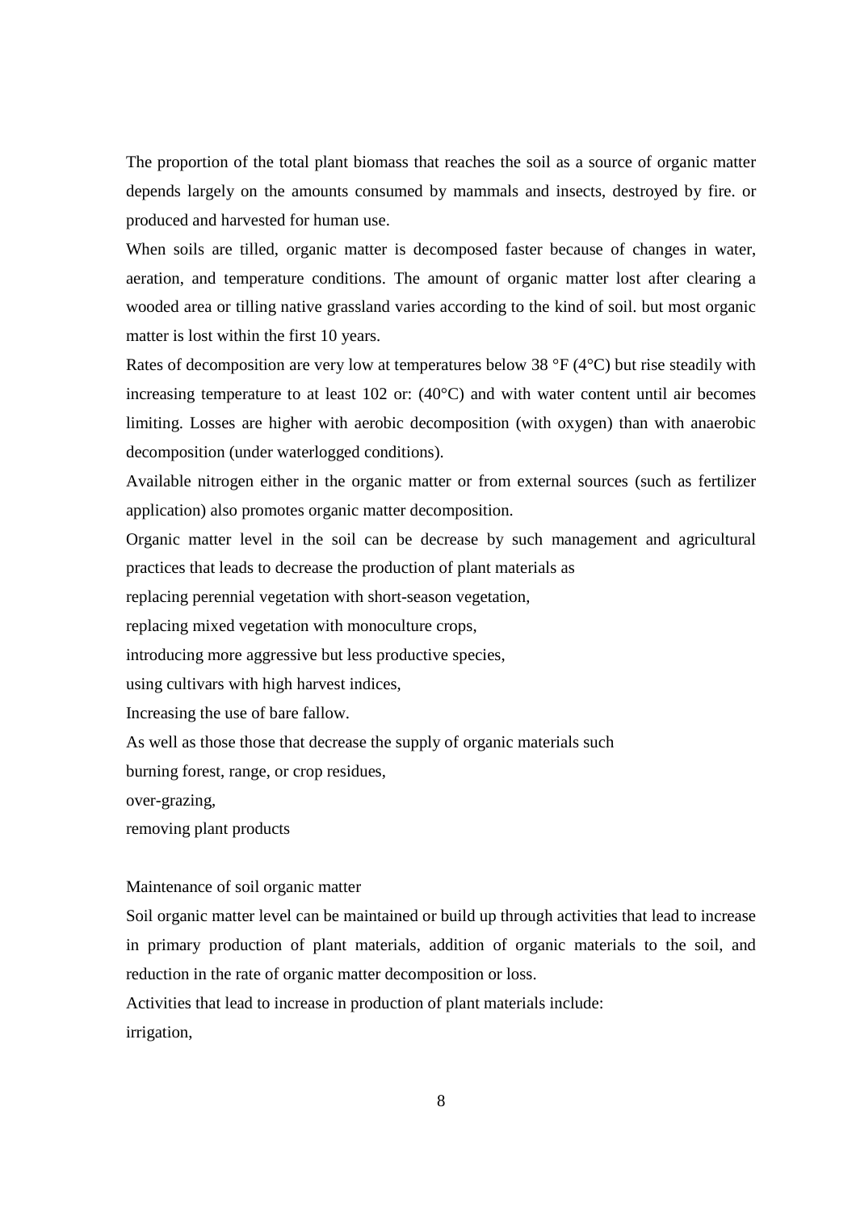The proportion of the total plant biomass that reaches the soil as a source of organic matter depends largely on the amounts consumed by mammals and insects, destroyed by fire. or produced and harvested for human use.

When soils are tilled, organic matter is decomposed faster because of changes in water, aeration, and temperature conditions. The amount of organic matter lost after clearing a wooded area or tilling native grassland varies according to the kind of soil. but most organic matter is lost within the first 10 years.

Rates of decomposition are very low at temperatures below 38 °F (4°C) but rise steadily with increasing temperature to at least 102 or: (40°C) and with water content until air becomes limiting. Losses are higher with aerobic decomposition (with oxygen) than with anaerobic decomposition (under waterlogged conditions).

Available nitrogen either in the organic matter or from external sources (such as fertilizer application) also promotes organic matter decomposition.

Organic matter level in the soil can be decrease by such management and agricultural practices that leads to decrease the production of plant materials as

replacing perennial vegetation with short-season vegetation,

replacing mixed vegetation with monoculture crops,

introducing more aggressive but less productive species,

using cultivars with high harvest indices,

Increasing the use of bare fallow.

As well as those those that decrease the supply of organic materials such

burning forest, range, or crop residues,

over-grazing,

removing plant products

Maintenance of soil organic matter

Soil organic matter level can be maintained or build up through activities that lead to increase in primary production of plant materials, addition of organic materials to the soil, and reduction in the rate of organic matter decomposition or loss.

Activities that lead to increase in production of plant materials include:

irrigation,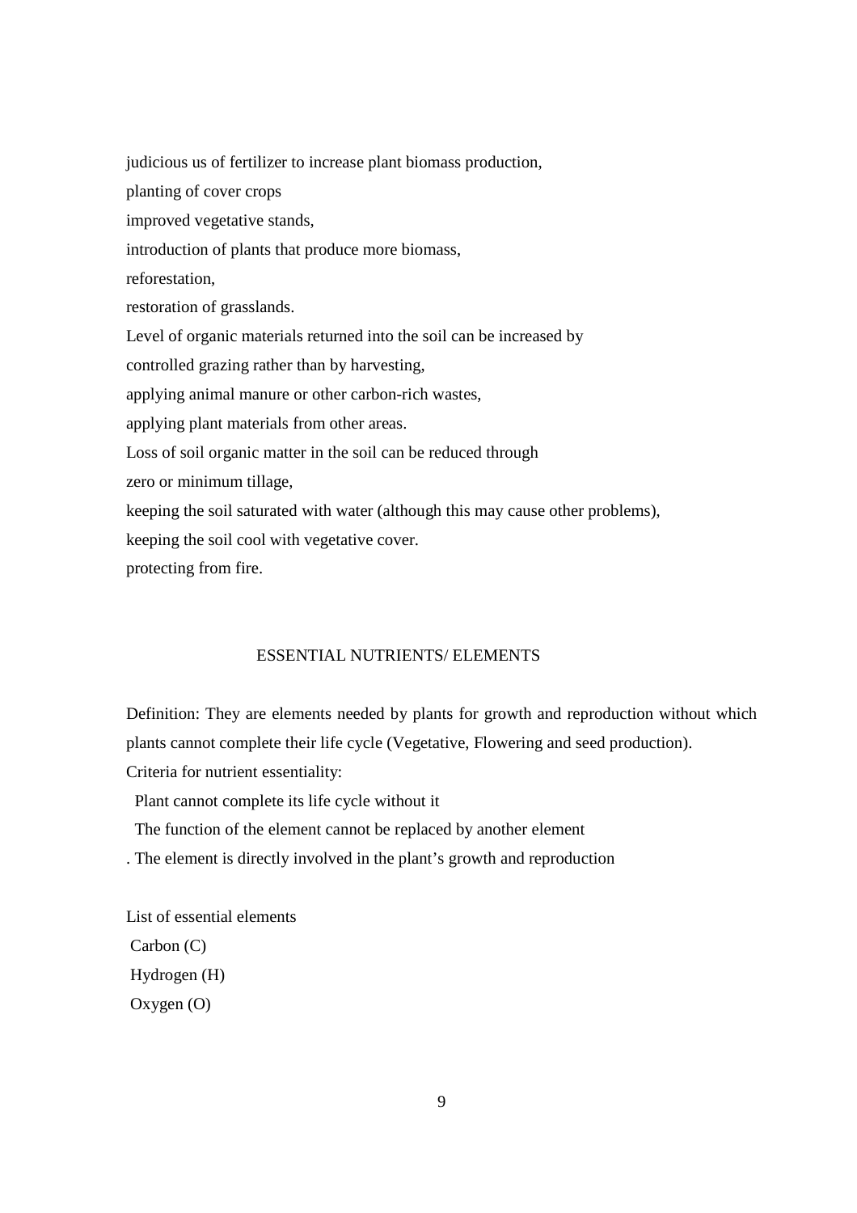judicious us of fertilizer to increase plant biomass production,

planting of cover crops

improved vegetative stands,

introduction of plants that produce more biomass,

reforestation,

restoration of grasslands.

Level of organic materials returned into the soil can be increased by

controlled grazing rather than by harvesting,

applying animal manure or other carbon-rich wastes,

applying plant materials from other areas.

Loss of soil organic matter in the soil can be reduced through

zero or minimum tillage,

keeping the soil saturated with water (although this may cause other problems),

keeping the soil cool with vegetative cover.

protecting from fire.

## ESSENTIAL NUTRIENTS/ ELEMENTS

Definition: They are elements needed by plants for growth and reproduction without which plants cannot complete their life cycle (Vegetative, Flowering and seed production).

Criteria for nutrient essentiality:

Plant cannot complete its life cycle without it

The function of the element cannot be replaced by another element

. The element is directly involved in the plant's growth and reproduction

List of essential elements

Carbon (C)

Hydrogen (H)

Oxygen (O)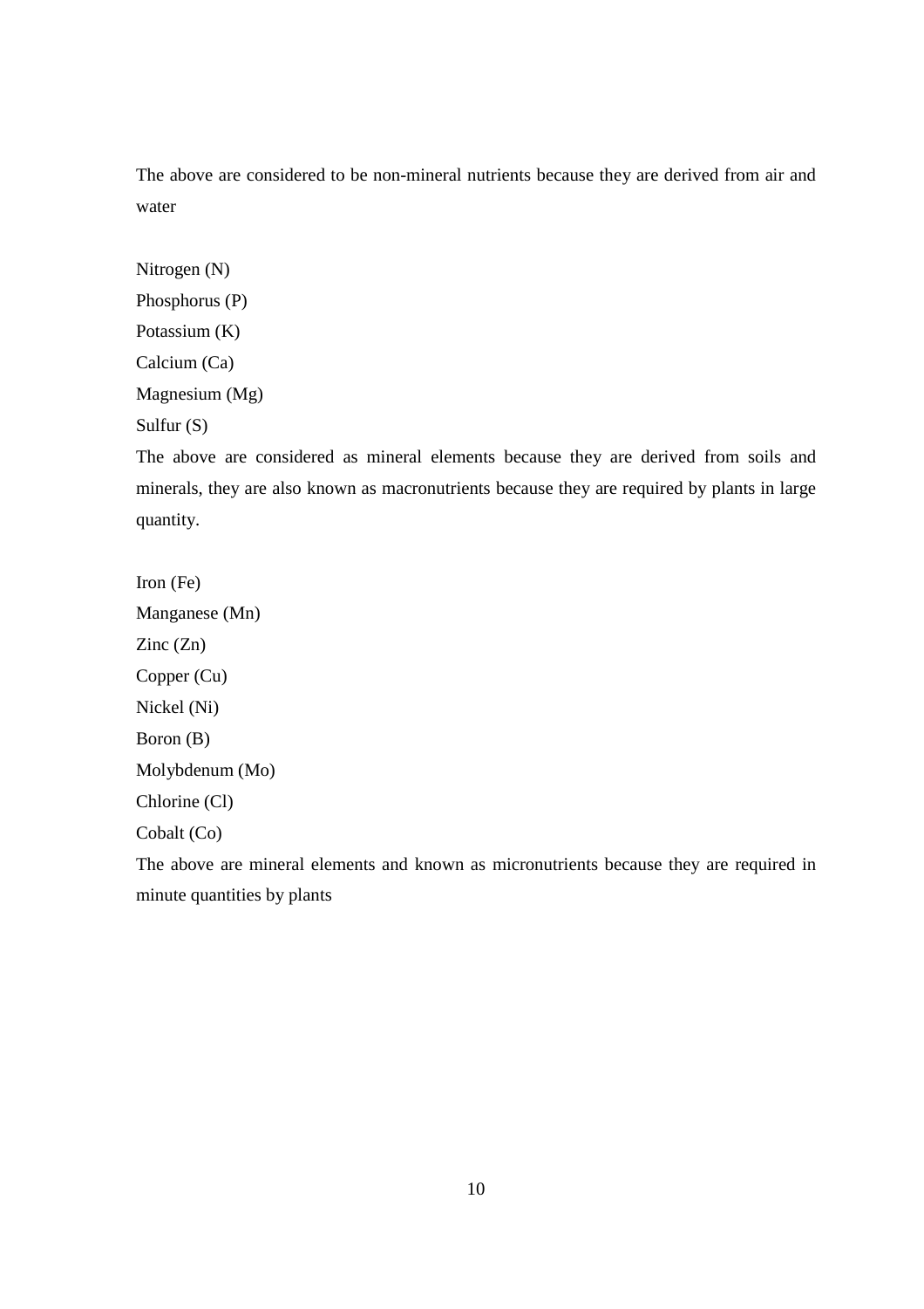The above are considered to be non-mineral nutrients because they are derived from air and water

Nitrogen (N)

Phosphorus (P)

Potassium (K)

Calcium (Ca)

Magnesium (Mg)

Sulfur (S)

The above are considered as mineral elements because they are derived from soils and minerals, they are also known as macronutrients because they are required by plants in large quantity.

Iron (Fe)

Manganese (Mn)

Zinc (Zn)

Copper (Cu)

Nickel (Ni)

Boron (B)

Molybdenum (Mo)

Chlorine (Cl)

Cobalt (Co)

The above are mineral elements and known as micronutrients because they are required in minute quantities by plants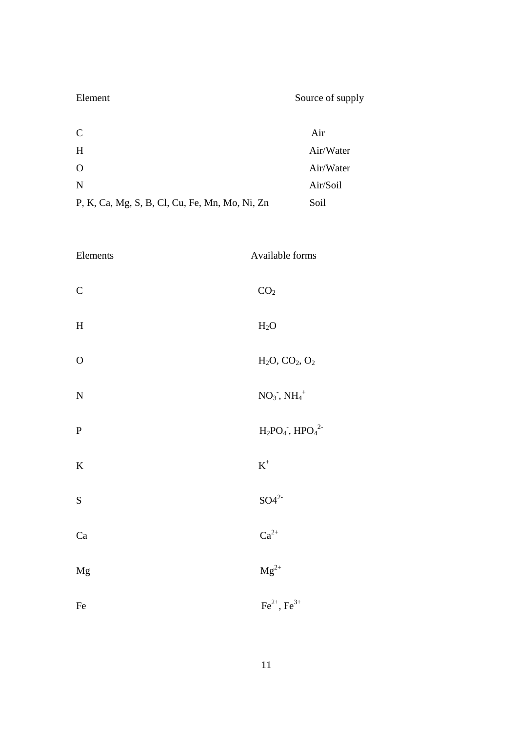| Element | Source of supply |
| --- | --- |
| C | Air |
| H | Air/Water |
| O | Air/Water |
| N | Air/Soil |
| P, K, Ca, Mg, S, B, Cl, Cu, Fe, Mn, Mo, Ni, Zn | Soil |

| Elements | Available forms |
| --- | --- |
| C | $CO_2$ |
| H | $H_2O$ |
| O | $H_2O$, $CO_2$, $O_2$ |
| N | $NO_3^-$, $NH_4^+$ |
| P | $H_2PO_4^-$, $HPO_4^{2-}$ |
| K | $K^+$ |
| S | $SO4^{2-}$ |
| Ca | $Ca^{2+}$ |
| Mg | $Mg^{2+}$ |
| Fe | $Fe^{2+}$, $Fe^{3+}$ |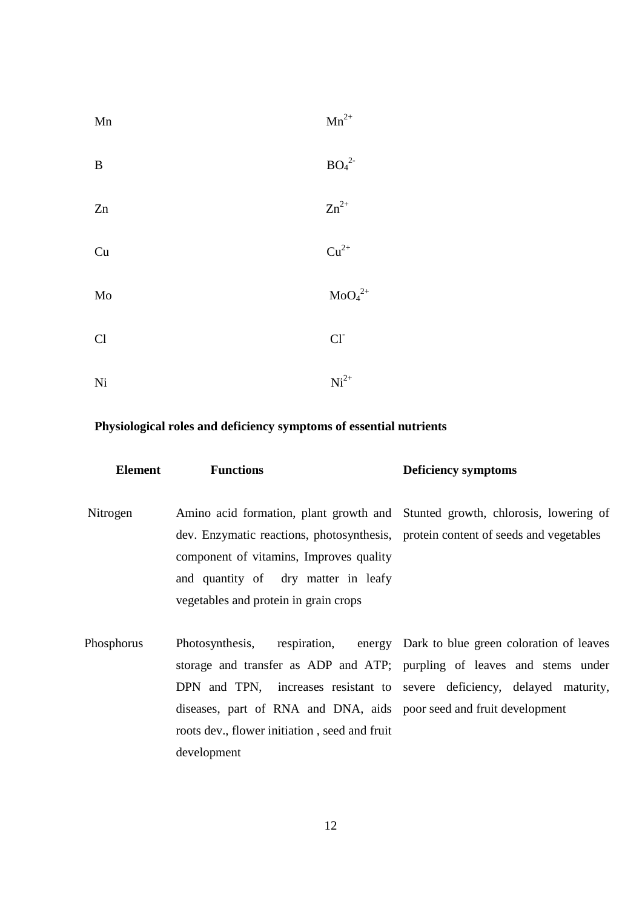| | |
|---|---|
| Mn | $Mn^{2+}$ |
| B | $BO_4^{2-}$ |
| Zn | $Zn^{2+}$ |
| Cu | $Cu^{2+}$ |
| Mo | $MoO_4^{2+}$ |
| Cl | $Cl^-$ |
| Ni | $Ni^{2+}$ |

**Physiological roles and deficiency symptoms of essential nutrients**

| Element | Functions | Deficiency symptoms |
|---|---|---|
| Nitrogen | Amino acid formation, plant growth and dev. Enzymatic reactions, photosynthesis, component of vitamins, Improves quality and quantity of dry matter in leafy vegetables and protein in grain crops | Stunted growth, chlorosis, lowering of protein content of seeds and vegetables |
| Phosphorus | Photosynthesis, respiration, energy storage and transfer as ADP and ATP; DPN and TPN, increases resistant to diseases, part of RNA and DNA, aids roots dev., flower initiation , seed and fruit development | Dark to blue green coloration of leaves purpling of leaves and stems under severe deficiency, delayed maturity, poor seed and fruit development |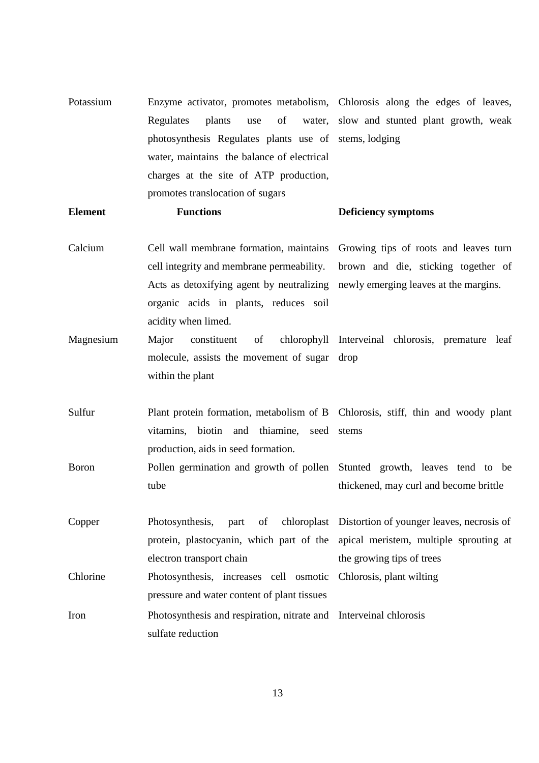| Element | Functions | Deficiency symptoms |
|---|---|---|
| Potassium | Enzyme activator, promotes metabolism, Regulates plants use of water, photosynthesis Regulates plants use of water, maintains the balance of electrical charges at the site of ATP production, promotes translocation of sugars | Chlorosis along the edges of leaves, slow and stunted plant growth, weak stems, lodging |
| Calcium | Cell wall membrane formation, maintains cell integrity and membrane permeability. Acts as detoxifying agent by neutralizing organic acids in plants, reduces soil acidity when limed. | Growing tips of roots and leaves turn brown and die, sticking together of newly emerging leaves at the margins. |
| Magnesium | Major constituent of chlorophyll molecule, assists the movement of sugar within the plant | Interveinal chlorosis, premature leaf drop |
| Sulfur | Plant protein formation, metabolism of B vitamins, biotin and thiamine, seed production, aids in seed formation. | Chlorosis, stiff, thin and woody plant stems |
| Boron | Pollen germination and growth of pollen tube | Stunted growth, leaves tend to be thickened, may curl and become brittle |
| Copper | Photosynthesis, part of chloroplast protein, plastocyanin, which part of the electron transport chain | Distortion of younger leaves, necrosis of apical meristem, multiple sprouting at the growing tips of trees |
| Chlorine | Photosynthesis, increases cell osmotic pressure and water content of plant tissues | Chlorosis, plant wilting |
| Iron | Photosynthesis and respiration, nitrate and sulfate reduction | Interveinal chlorosis |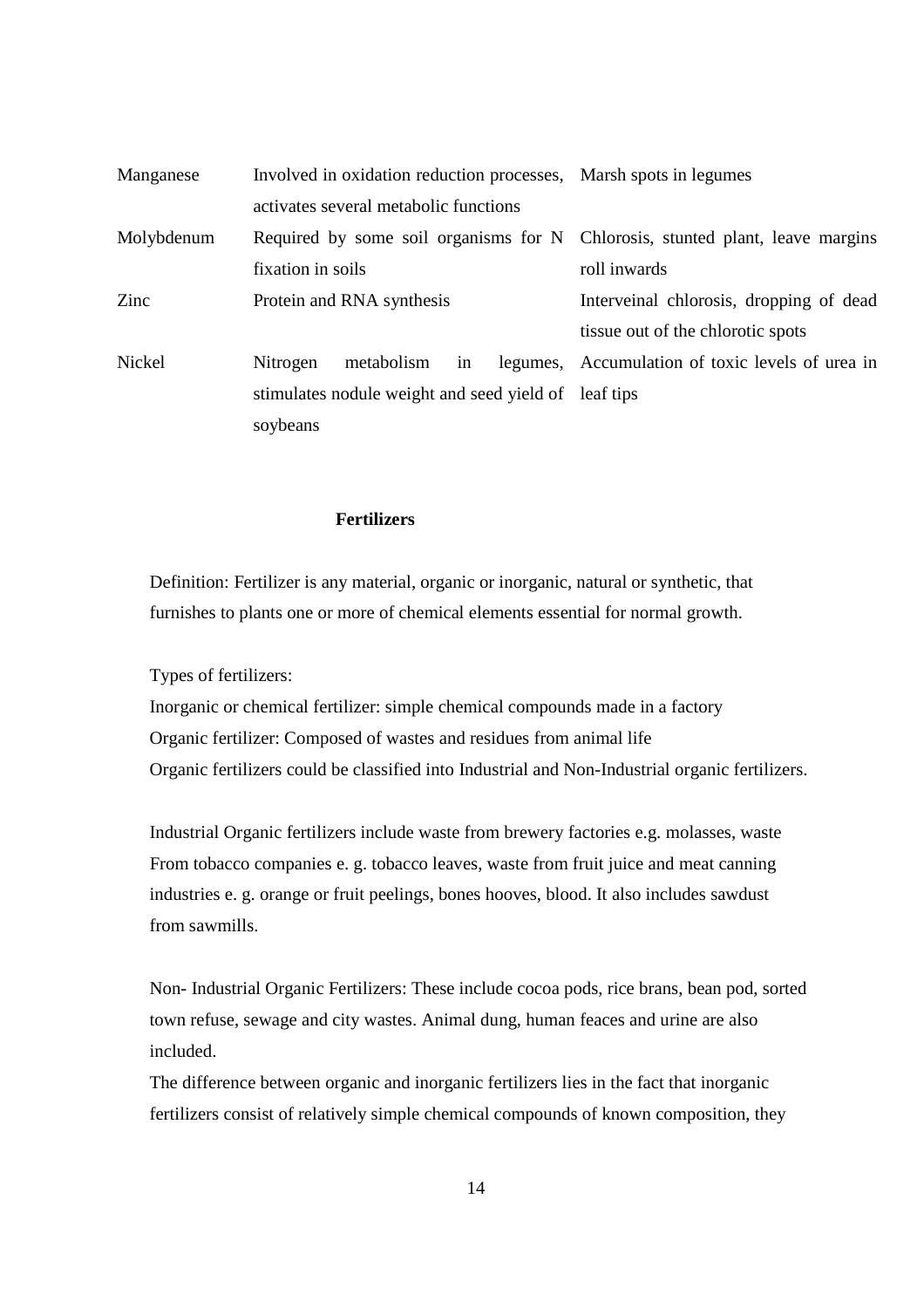| | | |
|---|---|---|
| Manganese | Involved in oxidation reduction processes, activates several metabolic functions | Marsh spots in legumes |
| Molybdenum | Required by some soil organisms for N fixation in soils | Chlorosis, stunted plant, leave margins roll inwards |
| Zinc | Protein and RNA synthesis | Interveinal chlorosis, dropping of dead tissue out of the chlorotic spots |
| Nickel | Nitrogen metabolism in legumes, stimulates nodule weight and seed yield of soybeans | Accumulation of toxic levels of urea in leaf tips |

## Fertilizers

Definition: Fertilizer is any material, organic or inorganic, natural or synthetic, that furnishes to plants one or more of chemical elements essential for normal growth.

Types of fertilizers:

Inorganic or chemical fertilizer: simple chemical compounds made in a factory

Organic fertilizer: Composed of wastes and residues from animal life

Organic fertilizers could be classified into Industrial and Non-Industrial organic fertilizers.

Industrial Organic fertilizers include waste from brewery factories e.g. molasses, waste From tobacco companies e. g. tobacco leaves, waste from fruit juice and meat canning industries e. g. orange or fruit peelings, bones hooves, blood. It also includes sawdust from sawmills.

Non- Industrial Organic Fertilizers: These include cocoa pods, rice brans, bean pod, sorted town refuse, sewage and city wastes. Animal dung, human feaces and urine are also included.

The difference between organic and inorganic fertilizers lies in the fact that inorganic fertilizers consist of relatively simple chemical compounds of known composition, they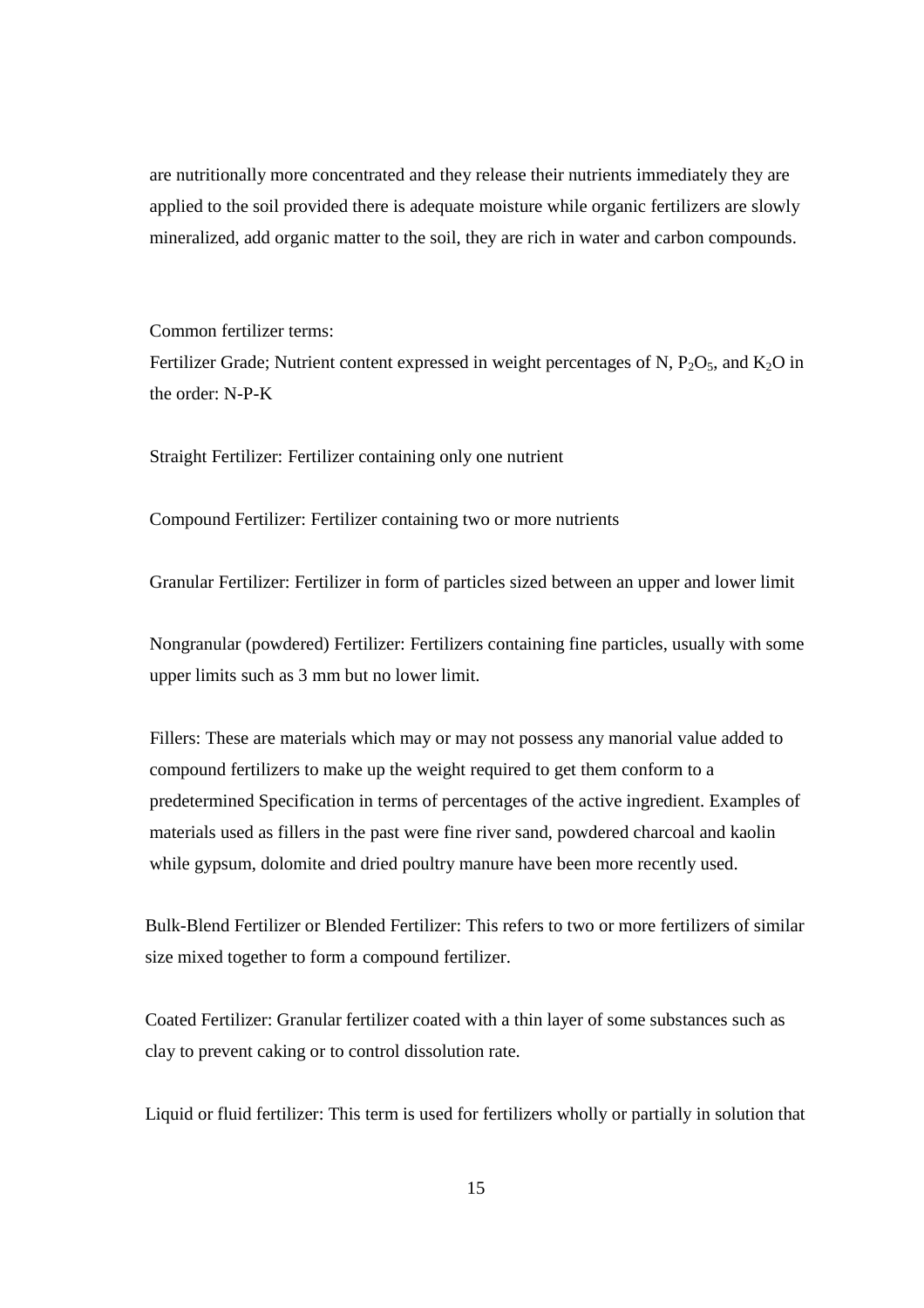are nutritionally more concentrated and they release their nutrients immediately they are applied to the soil provided there is adequate moisture while organic fertilizers are slowly mineralized, add organic matter to the soil, they are rich in water and carbon compounds.

Common fertilizer terms:

Fertilizer Grade; Nutrient content expressed in weight percentages of N, $P_2O_5$, and $K_2O$ in the order: N-P-K

Straight Fertilizer: Fertilizer containing only one nutrient

Compound Fertilizer: Fertilizer containing two or more nutrients

Granular Fertilizer: Fertilizer in form of particles sized between an upper and lower limit

Nongranular (powdered) Fertilizer: Fertilizers containing fine particles, usually with some upper limits such as 3 mm but no lower limit.

Fillers: These are materials which may or may not possess any manorial value added to compound fertilizers to make up the weight required to get them conform to a predetermined Specification in terms of percentages of the active ingredient. Examples of materials used as fillers in the past were fine river sand, powdered charcoal and kaolin while gypsum, dolomite and dried poultry manure have been more recently used.

Bulk-Blend Fertilizer or Blended Fertilizer: This refers to two or more fertilizers of similar size mixed together to form a compound fertilizer.

Coated Fertilizer: Granular fertilizer coated with a thin layer of some substances such as clay to prevent caking or to control dissolution rate.

Liquid or fluid fertilizer: This term is used for fertilizers wholly or partially in solution that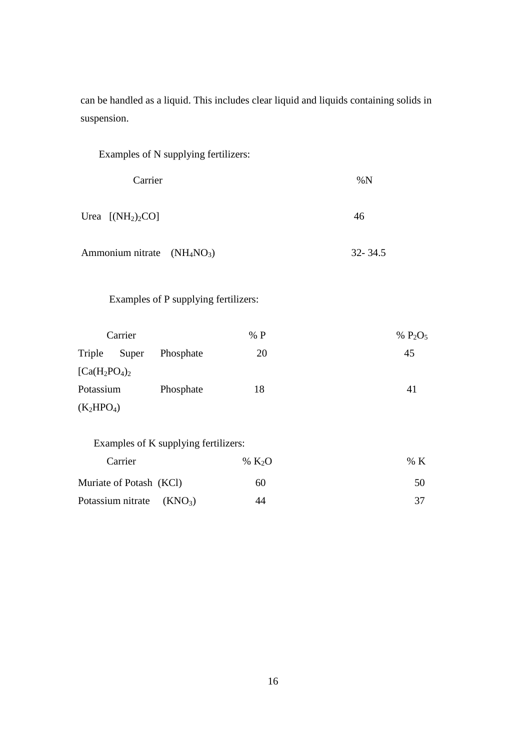can be handled as a liquid. This includes clear liquid and liquids containing solids in suspension.

Examples of N supplying fertilizers:

| Carrier | %N |
|---|---|
| Urea $[(NH_2)_2CO]$ | 46 |
| Ammonium nitrate $(NH_4NO_3)$ | 32- 34.5 |

Examples of P supplying fertilizers:

| Carrier | % P | % $P_2O_5$ |
|---|---|---|
| Triple Super Phosphate $[Ca(H_2PO_4)_2$ | 20 | 45 |
| Potassium Phosphate $(K_2HPO_4)$ | 18 | 41 |

Examples of K supplying fertilizers:

| Carrier | % $K_2O$ | % K |
|---|---|---|
| Muriate of Potash (KCl) | 60 | 50 |
| Potassium nitrate $(KNO_3)$ | 44 | 37 |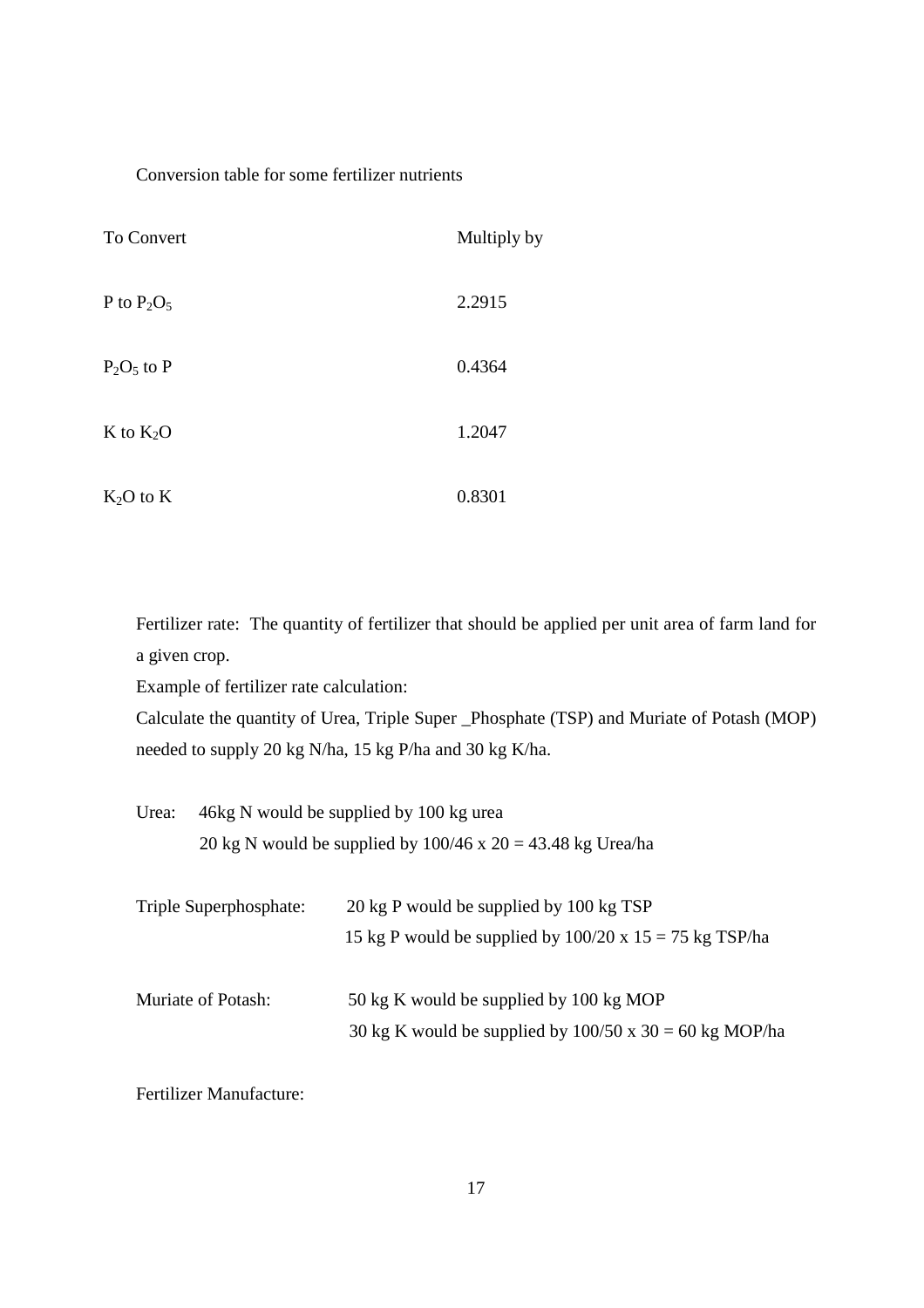Conversion table for some fertilizer nutrients

| To Convert | Multiply by |
|---|---|
| P to $P_2O_5$ | 2.2915 |
| $P_2O_5$ to P | 0.4364 |
| K to $K_2O$ | 1.2047 |
| $K_2O$ to K | 0.8301 |

Fertilizer rate: The quantity of fertilizer that should be applied per unit area of farm land for a given crop.

Example of fertilizer rate calculation:

Calculate the quantity of Urea, Triple Super _Phosphate (TSP) and Muriate of Potash (MOP) needed to supply 20 kg N/ha, 15 kg P/ha and 30 kg K/ha.

Urea: 46kg N would be supplied by 100 kg urea

20 kg N would be supplied by 100/46 x 20 = 43.48 kg Urea/ha

Triple Superphosphate: 20 kg P would be supplied by 100 kg TSP

15 kg P would be supplied by 100/20 x 15 = 75 kg TSP/ha

Muriate of Potash: 50 kg K would be supplied by 100 kg MOP

30 kg K would be supplied by 100/50 x 30 = 60 kg MOP/ha

Fertilizer Manufacture: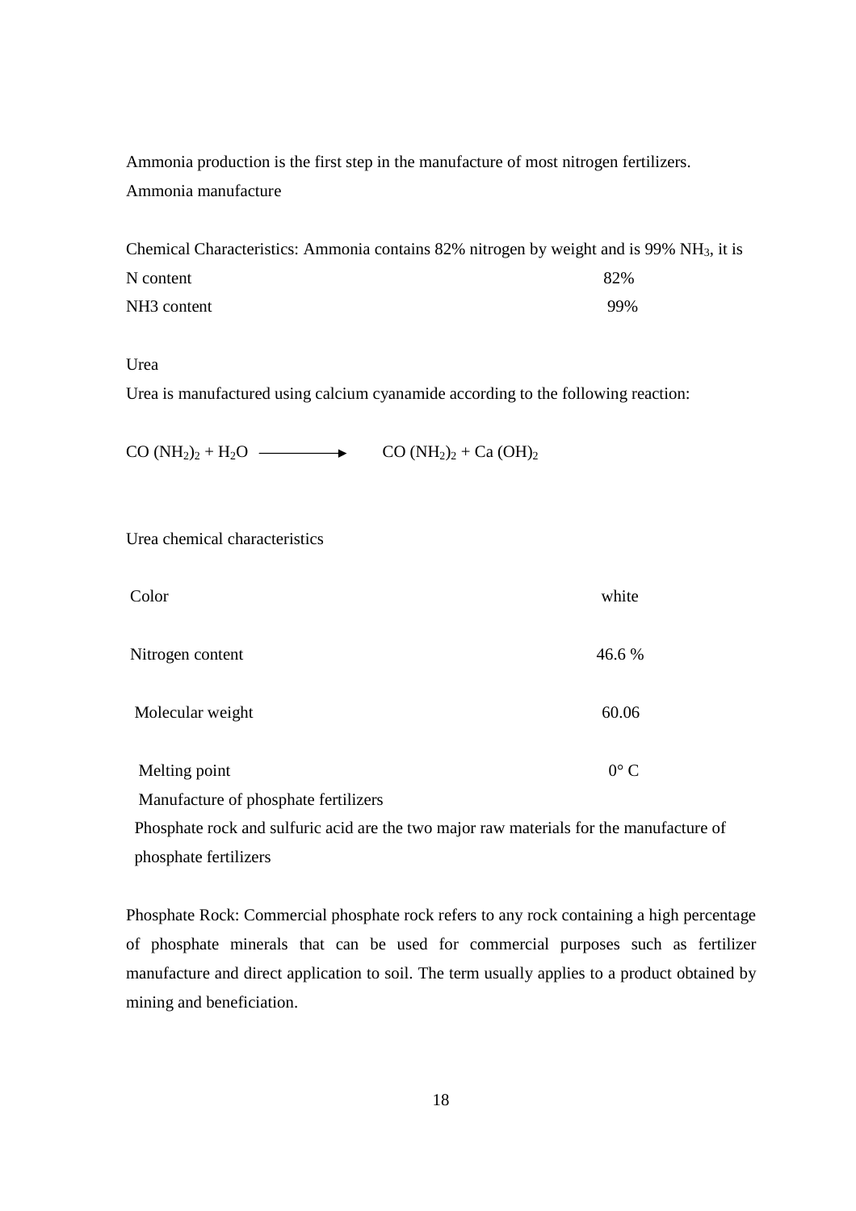Ammonia production is the first step in the manufacture of most nitrogen fertilizers.

Ammonia manufacture

Chemical Characteristics: Ammonia contains 82% nitrogen by weight and is 99% $NH_3$, it is

| | |
|---|---|
| N content | 82% |
| NH3 content | 99% |

Urea

Urea is manufactured using calcium cyanamide according to the following reaction:

$$CO(NH_2)_2 + H_2O \longrightarrow CO(NH_2)_2 + Ca(OH)_2$$

Urea chemical characteristics

| | |
|---|---|
| Color | white |
| Nitrogen content | 46.6 % |
| Molecular weight | 60.06 |
| Melting point | 0° C |

Manufacture of phosphate fertilizers

Phosphate rock and sulfuric acid are the two major raw materials for the manufacture of phosphate fertilizers

Phosphate Rock: Commercial phosphate rock refers to any rock containing a high percentage of phosphate minerals that can be used for commercial purposes such as fertilizer manufacture and direct application to soil. The term usually applies to a product obtained by mining and beneficiation.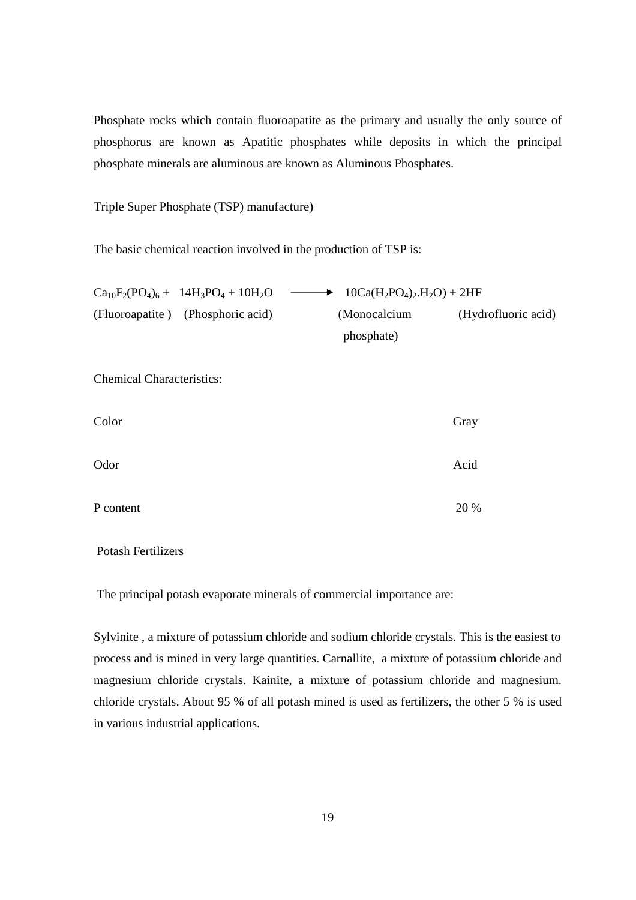Phosphate rocks which contain fluoroapatite as the primary and usually the only source of phosphorus are known as Apatitic phosphates while deposits in which the principal phosphate minerals are aluminous are known as Aluminous Phosphates.

Triple Super Phosphate (TSP) manufacture)

The basic chemical reaction involved in the production of TSP is:

$$Ca_{10}F_2(PO_4)_6 + 14H_3PO_4 + 10H_2O \longrightarrow 10Ca(H_2PO_4)_2.H_2O) + 2HF$$

(Fluoroapatite) (Phosphoric acid) (Monocalcium phosphate) (Hydrofluoric acid)

Chemical Characteristics:

| | |
|---|---|
| Color | Gray |
| Odor | Acid |
| P content | 20 % |

Potash Fertilizers

The principal potash evaporate minerals of commercial importance are:

Sylvinite , a mixture of potassium chloride and sodium chloride crystals. This is the easiest to process and is mined in very large quantities. Carnallite, a mixture of potassium chloride and magnesium chloride crystals. Kainite, a mixture of potassium chloride and magnesium. chloride crystals. About 95 % of all potash mined is used as fertilizers, the other 5 % is used in various industrial applications.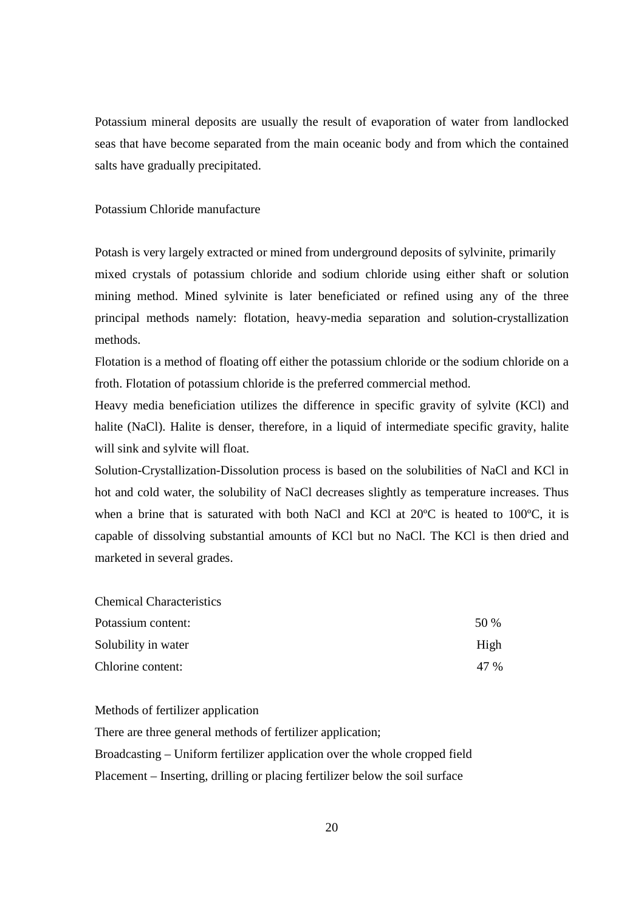Potassium mineral deposits are usually the result of evaporation of water from landlocked seas that have become separated from the main oceanic body and from which the contained salts have gradually precipitated.

## Potassium Chloride manufacture

Potash is very largely extracted or mined from underground deposits of sylvinite, primarily mixed crystals of potassium chloride and sodium chloride using either shaft or solution mining method. Mined sylvinite is later beneficiated or refined using any of the three principal methods namely: flotation, heavy-media separation and solution-crystallization methods.

Flotation is a method of floating off either the potassium chloride or the sodium chloride on a froth. Flotation of potassium chloride is the preferred commercial method.

Heavy media beneficiation utilizes the difference in specific gravity of sylvite (KCl) and halite (NaCl). Halite is denser, therefore, in a liquid of intermediate specific gravity, halite will sink and sylvite will float.

Solution-Crystallization-Dissolution process is based on the solubilities of NaCl and KCl in hot and cold water, the solubility of NaCl decreases slightly as temperature increases. Thus when a brine that is saturated with both NaCl and KCl at 20ºC is heated to 100ºC, it is capable of dissolving substantial amounts of KCl but no NaCl. The KCl is then dried and marketed in several grades.

## Chemical Characteristics

| | |
|---|---|
| Potassium content: | 50 % |
| Solubility in water | High |
| Chlorine content: | 47 % |

## Methods of fertilizer application

There are three general methods of fertilizer application;

Broadcasting – Uniform fertilizer application over the whole cropped field

Placement – Inserting, drilling or placing fertilizer below the soil surface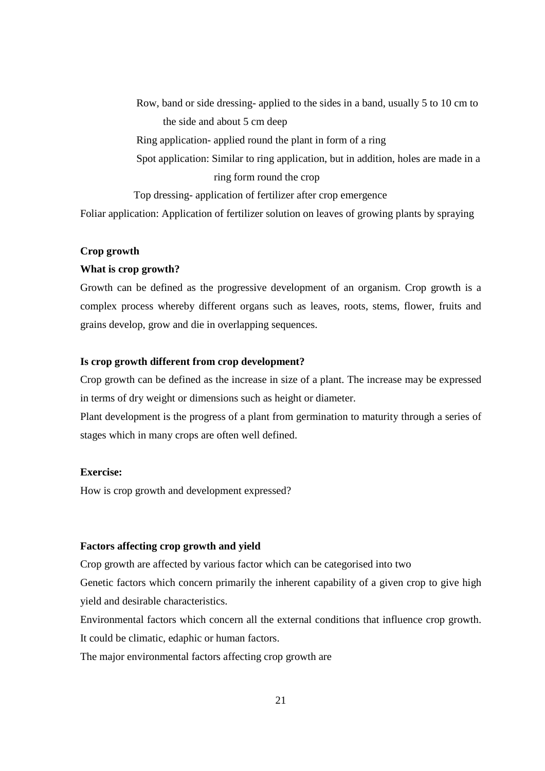Row, band or side dressing- applied to the sides in a band, usually 5 to 10 cm to the side and about 5 cm deep

Ring application- applied round the plant in form of a ring

Spot application: Similar to ring application, but in addition, holes are made in a ring form round the crop

Top dressing- application of fertilizer after crop emergence

Foliar application: Application of fertilizer solution on leaves of growing plants by spraying

**Crop growth**

**What is crop growth?**

Growth can be defined as the progressive development of an organism. Crop growth is a complex process whereby different organs such as leaves, roots, stems, flower, fruits and grains develop, grow and die in overlapping sequences.

**Is crop growth different from crop development?**

Crop growth can be defined as the increase in size of a plant. The increase may be expressed in terms of dry weight or dimensions such as height or diameter.

Plant development is the progress of a plant from germination to maturity through a series of stages which in many crops are often well defined.

**Exercise:**

How is crop growth and development expressed?

**Factors affecting crop growth and yield**

Crop growth are affected by various factor which can be categorised into two

Genetic factors which concern primarily the inherent capability of a given crop to give high yield and desirable characteristics.

Environmental factors which concern all the external conditions that influence crop growth. It could be climatic, edaphic or human factors.

The major environmental factors affecting crop growth are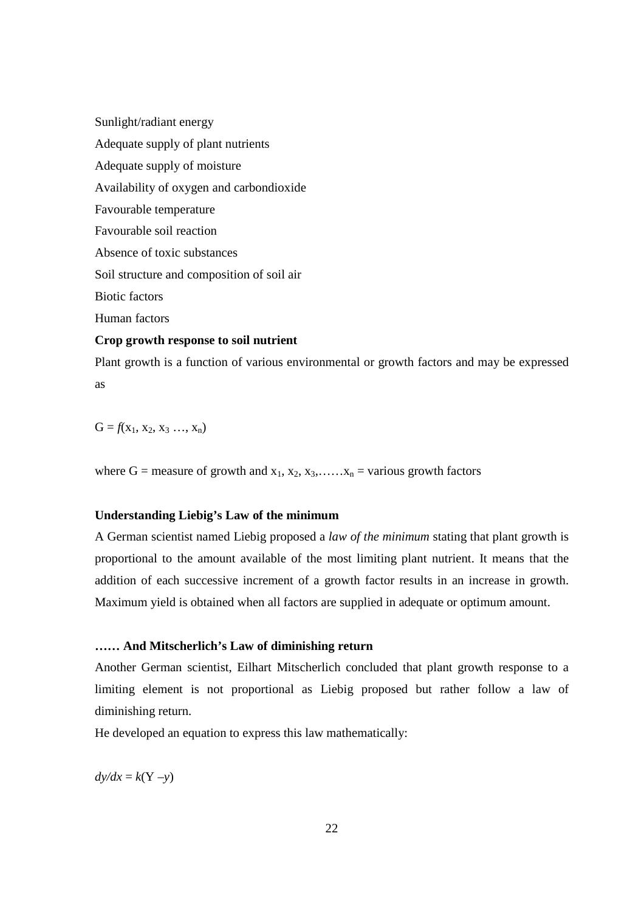Sunlight/radiant energy

Adequate supply of plant nutrients

Adequate supply of moisture

Availability of oxygen and carbondioxide

Favourable temperature

Favourable soil reaction

Absence of toxic substances

Soil structure and composition of soil air

Biotic factors

Human factors

**Crop growth response to soil nutrient**

Plant growth is a function of various environmental or growth factors and may be expressed as

$$G = f(x_1, x_2, x_3 \ldots, x_n)$$

where G = measure of growth and $x_1$, $x_2$, $x_3$,……$x_n$ = various growth factors

**Understanding Liebig's Law of the minimum**

A German scientist named Liebig proposed a *law of the minimum* stating that plant growth is proportional to the amount available of the most limiting plant nutrient. It means that the addition of each successive increment of a growth factor results in an increase in growth. Maximum yield is obtained when all factors are supplied in adequate or optimum amount.

**…… And Mitscherlich's Law of diminishing return**

Another German scientist, Eilhart Mitscherlich concluded that plant growth response to a limiting element is not proportional as Liebig proposed but rather follow a law of diminishing return.

He developed an equation to express this law mathematically:

$$dy/dx = k(Y - y)$$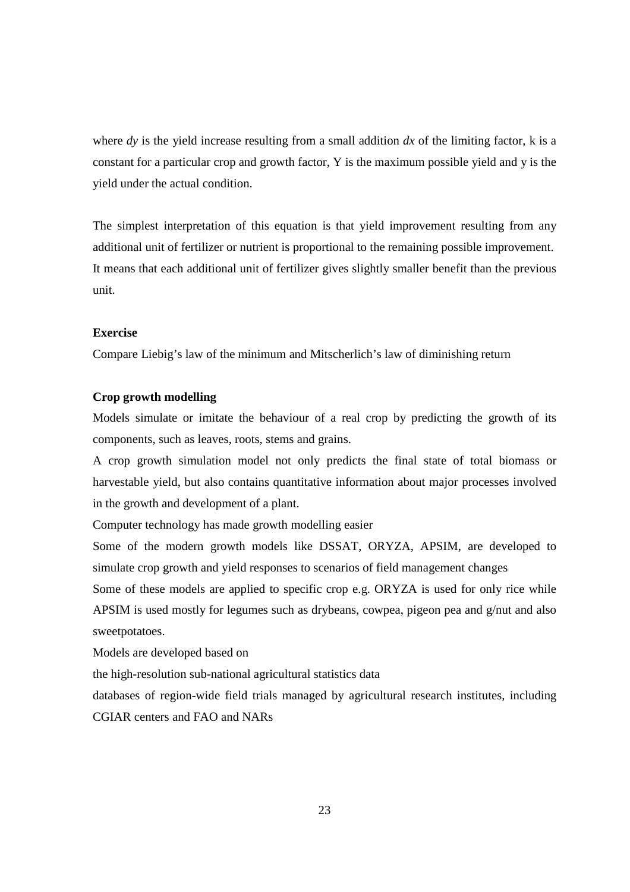where $dy$ is the yield increase resulting from a small addition $dx$ of the limiting factor, k is a constant for a particular crop and growth factor, Y is the maximum possible yield and y is the yield under the actual condition.

The simplest interpretation of this equation is that yield improvement resulting from any additional unit of fertilizer or nutrient is proportional to the remaining possible improvement. It means that each additional unit of fertilizer gives slightly smaller benefit than the previous unit.

**Exercise**

Compare Liebig's law of the minimum and Mitscherlich's law of diminishing return

**Crop growth modelling**

Models simulate or imitate the behaviour of a real crop by predicting the growth of its components, such as leaves, roots, stems and grains.

A crop growth simulation model not only predicts the final state of total biomass or harvestable yield, but also contains quantitative information about major processes involved in the growth and development of a plant.

Computer technology has made growth modelling easier

Some of the modern growth models like DSSAT, ORYZA, APSIM, are developed to simulate crop growth and yield responses to scenarios of field management changes

Some of these models are applied to specific crop e.g. ORYZA is used for only rice while APSIM is used mostly for legumes such as drybeans, cowpea, pigeon pea and g/nut and also sweetpotatoes.

Models are developed based on

the high-resolution sub-national agricultural statistics data

databases of region-wide field trials managed by agricultural research institutes, including CGIAR centers and FAO and NARs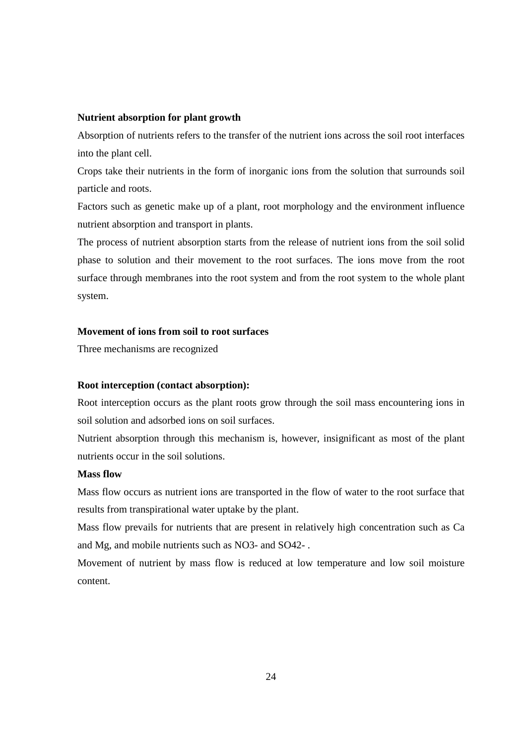**Nutrient absorption for plant growth**

Absorption of nutrients refers to the transfer of the nutrient ions across the soil root interfaces into the plant cell.

Crops take their nutrients in the form of inorganic ions from the solution that surrounds soil particle and roots.

Factors such as genetic make up of a plant, root morphology and the environment influence nutrient absorption and transport in plants.

The process of nutrient absorption starts from the release of nutrient ions from the soil solid phase to solution and their movement to the root surfaces. The ions move from the root surface through membranes into the root system and from the root system to the whole plant system.

**Movement of ions from soil to root surfaces**

Three mechanisms are recognized

**Root interception (contact absorption):**

Root interception occurs as the plant roots grow through the soil mass encountering ions in soil solution and adsorbed ions on soil surfaces.

Nutrient absorption through this mechanism is, however, insignificant as most of the plant nutrients occur in the soil solutions.

**Mass flow**

Mass flow occurs as nutrient ions are transported in the flow of water to the root surface that results from transpirational water uptake by the plant.

Mass flow prevails for nutrients that are present in relatively high concentration such as Ca and Mg, and mobile nutrients such as $NO_3^-$ and $SO_4^{2-}$ .

Movement of nutrient by mass flow is reduced at low temperature and low soil moisture content.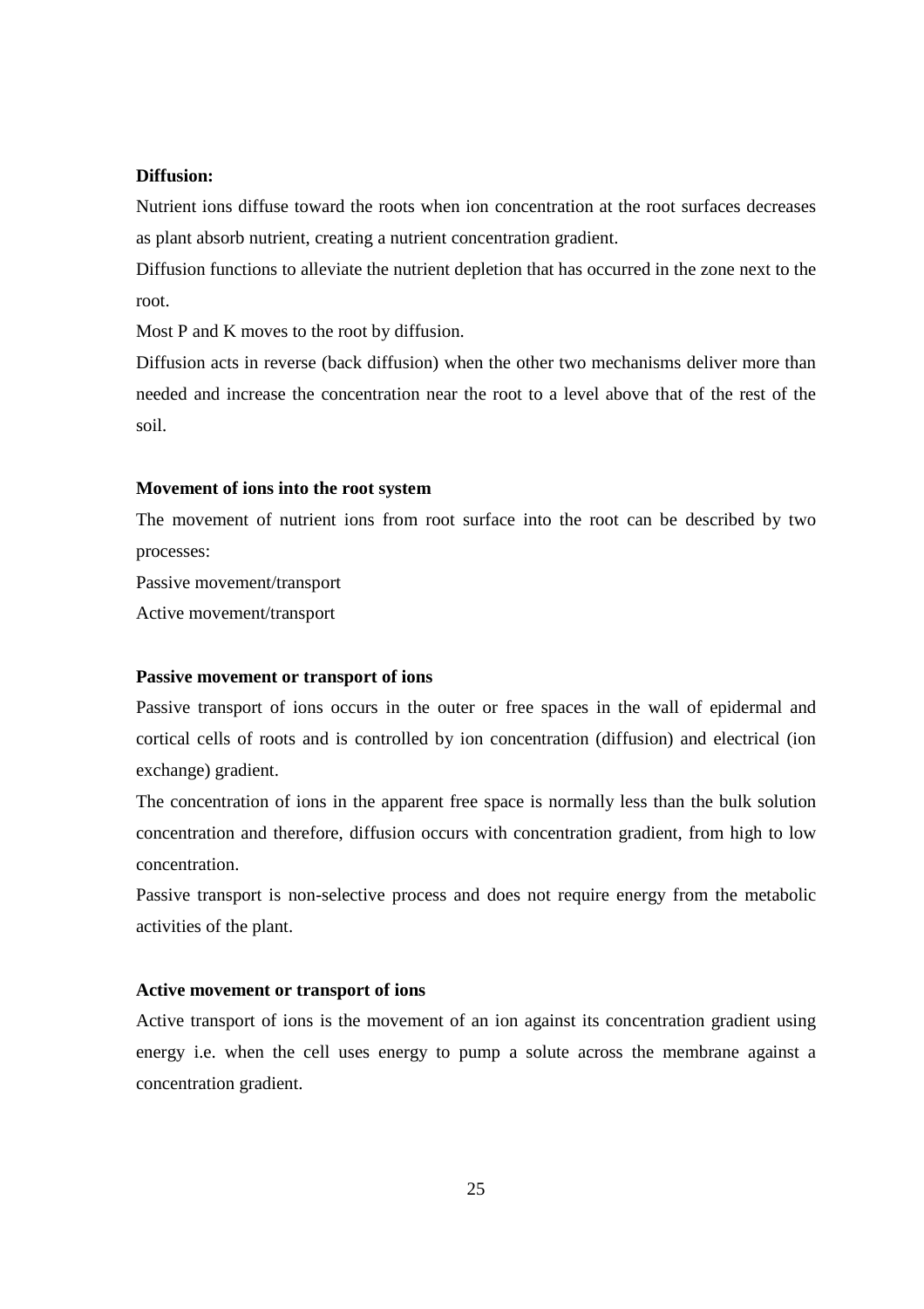**Diffusion:**

Nutrient ions diffuse toward the roots when ion concentration at the root surfaces decreases as plant absorb nutrient, creating a nutrient concentration gradient.

Diffusion functions to alleviate the nutrient depletion that has occurred in the zone next to the root.

Most P and K moves to the root by diffusion.

Diffusion acts in reverse (back diffusion) when the other two mechanisms deliver more than needed and increase the concentration near the root to a level above that of the rest of the soil.

**Movement of ions into the root system**

The movement of nutrient ions from root surface into the root can be described by two processes:

Passive movement/transport

Active movement/transport

**Passive movement or transport of ions**

Passive transport of ions occurs in the outer or free spaces in the wall of epidermal and cortical cells of roots and is controlled by ion concentration (diffusion) and electrical (ion exchange) gradient.

The concentration of ions in the apparent free space is normally less than the bulk solution concentration and therefore, diffusion occurs with concentration gradient, from high to low concentration.

Passive transport is non-selective process and does not require energy from the metabolic activities of the plant.

**Active movement or transport of ions**

Active transport of ions is the movement of an ion against its concentration gradient using energy i.e. when the cell uses energy to pump a solute across the membrane against a concentration gradient.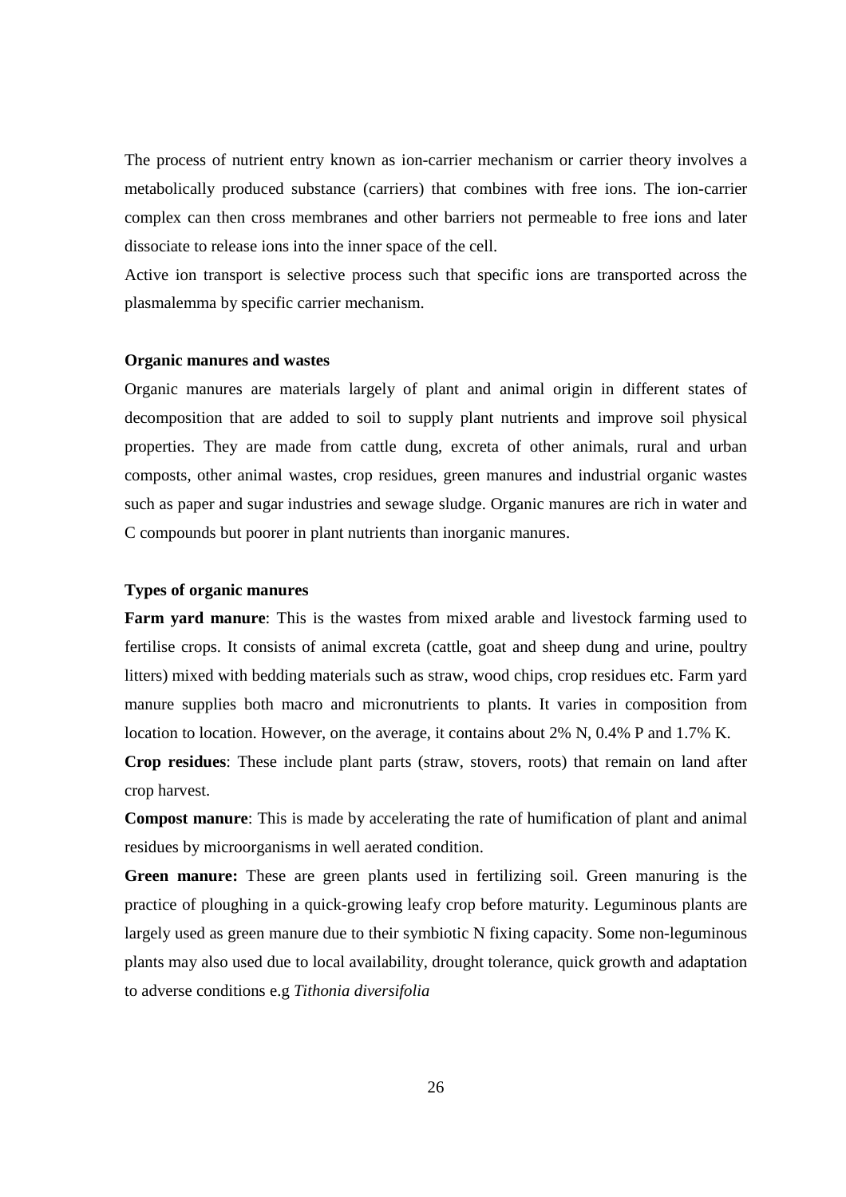The process of nutrient entry known as ion-carrier mechanism or carrier theory involves a metabolically produced substance (carriers) that combines with free ions. The ion-carrier complex can then cross membranes and other barriers not permeable to free ions and later dissociate to release ions into the inner space of the cell.

Active ion transport is selective process such that specific ions are transported across the plasmalemma by specific carrier mechanism.

**Organic manures and wastes**

Organic manures are materials largely of plant and animal origin in different states of decomposition that are added to soil to supply plant nutrients and improve soil physical properties. They are made from cattle dung, excreta of other animals, rural and urban composts, other animal wastes, crop residues, green manures and industrial organic wastes such as paper and sugar industries and sewage sludge. Organic manures are rich in water and C compounds but poorer in plant nutrients than inorganic manures.

**Types of organic manures**

**Farm yard manure**: This is the wastes from mixed arable and livestock farming used to fertilise crops. It consists of animal excreta (cattle, goat and sheep dung and urine, poultry litters) mixed with bedding materials such as straw, wood chips, crop residues etc. Farm yard manure supplies both macro and micronutrients to plants. It varies in composition from location to location. However, on the average, it contains about 2% N, 0.4% P and 1.7% K.

**Crop residues**: These include plant parts (straw, stovers, roots) that remain on land after crop harvest.

**Compost manure**: This is made by accelerating the rate of humification of plant and animal residues by microorganisms in well aerated condition.

**Green manure:** These are green plants used in fertilizing soil. Green manuring is the practice of ploughing in a quick-growing leafy crop before maturity. Leguminous plants are largely used as green manure due to their symbiotic N fixing capacity. Some non-leguminous plants may also used due to local availability, drought tolerance, quick growth and adaptation to adverse conditions e.g *Tithonia diversifolia*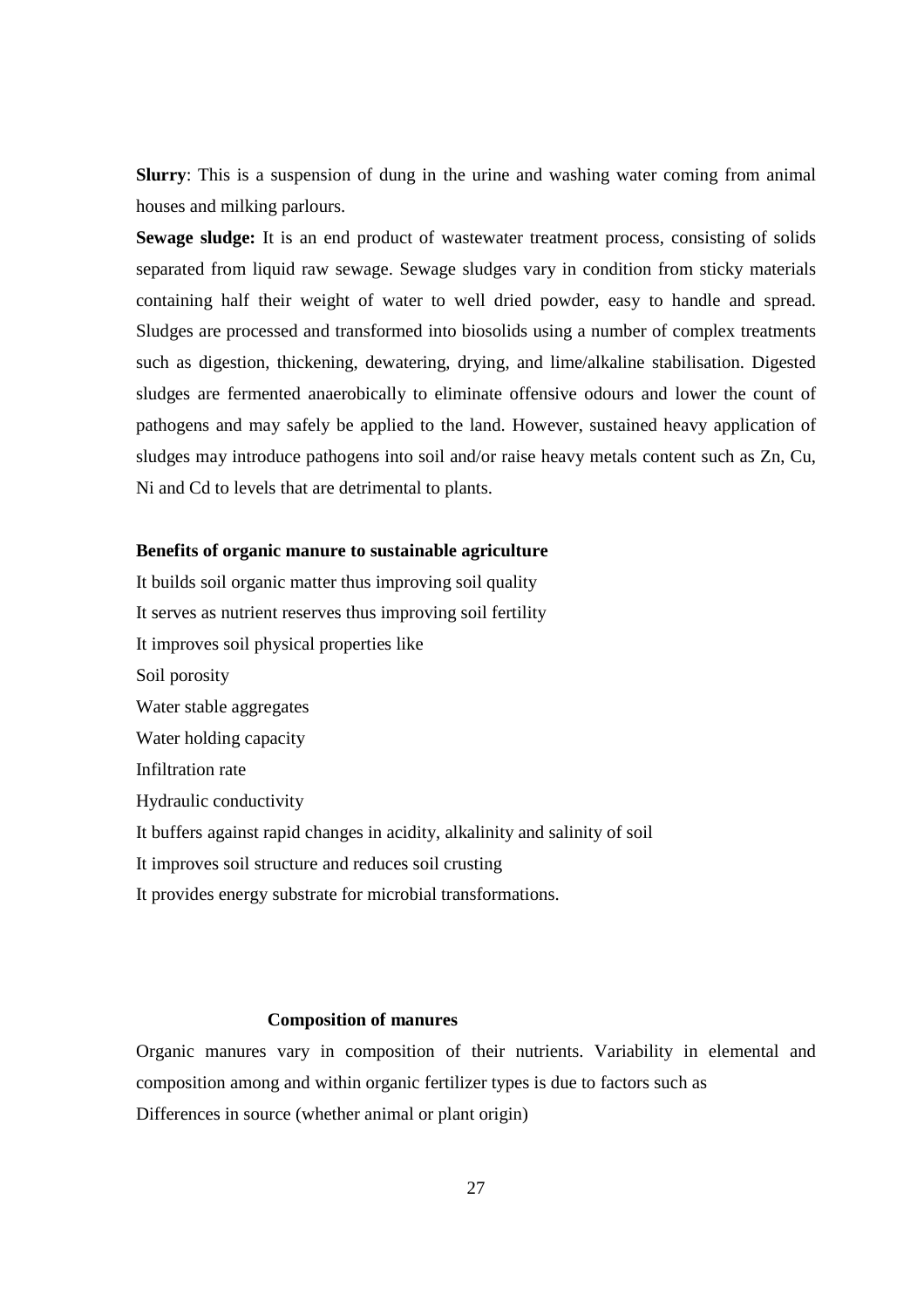**Slurry**: This is a suspension of dung in the urine and washing water coming from animal houses and milking parlours.

**Sewage sludge:** It is an end product of wastewater treatment process, consisting of solids separated from liquid raw sewage. Sewage sludges vary in condition from sticky materials containing half their weight of water to well dried powder, easy to handle and spread. Sludges are processed and transformed into biosolids using a number of complex treatments such as digestion, thickening, dewatering, drying, and lime/alkaline stabilisation. Digested sludges are fermented anaerobically to eliminate offensive odours and lower the count of pathogens and may safely be applied to the land. However, sustained heavy application of sludges may introduce pathogens into soil and/or raise heavy metals content such as Zn, Cu, Ni and Cd to levels that are detrimental to plants.

**Benefits of organic manure to sustainable agriculture**

It builds soil organic matter thus improving soil quality

It serves as nutrient reserves thus improving soil fertility

It improves soil physical properties like

Soil porosity

Water stable aggregates

Water holding capacity

Infiltration rate

Hydraulic conductivity

It buffers against rapid changes in acidity, alkalinity and salinity of soil

It improves soil structure and reduces soil crusting

It provides energy substrate for microbial transformations.

**Composition of manures**

Organic manures vary in composition of their nutrients. Variability in elemental and composition among and within organic fertilizer types is due to factors such as

Differences in source (whether animal or plant origin)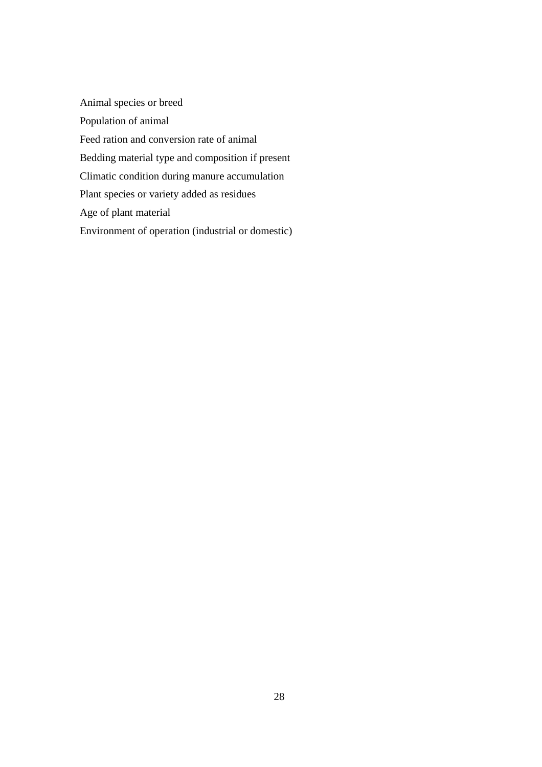Animal species or breed

Population of animal

Feed ration and conversion rate of animal

Bedding material type and composition if present

Climatic condition during manure accumulation

Plant species or variety added as residues

Age of plant material

Environment of operation (industrial or domestic)